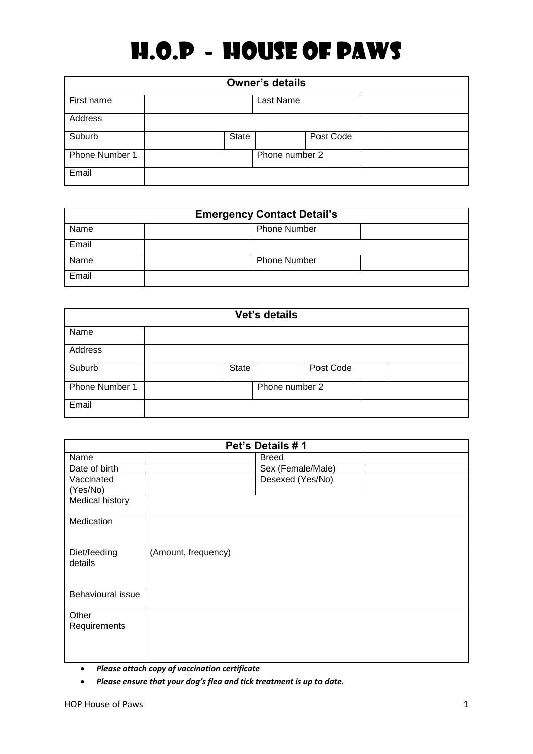# H.O.P - HOUSE OF PAWS

| Owner's details | | | | | |
|---|---|---|---|---|---|
| First name | | | Last Name | | |
| Address | | | | | |
| Suburb | | State | | Post Code | |
| Phone Number 1 | | | Phone number 2 | | |
| Email | | | | | |

| Emergency Contact Detail's | | | |
|---|---|---|---|
| Name | | Phone Number | |
| Email | | | |
| Name | | Phone Number | |
| Email | | | |

| Vet's details | | | | | |
|---|---|---|---|---|---|
| Name | | | | | |
| Address | | | | | |
| Suburb | | State | | Post Code | |
| Phone Number 1 | | | Phone number 2 | | |
| Email | | | | | |

| Pet's Details # 1 | | | |
|---|---|---|---|
| Name | | Breed | |
| Date of birth | | Sex (Female/Male) | |
| Vaccinated (Yes/No) | | Desexed (Yes/No) | |
| Medical history | | | |
| Medication | | | |
| Diet/feeding details | (Amount, frequency) | | |
| Behavioural issue | | | |
| Other Requirements | | | |

- ***Please attach copy of vaccination certificate***
- ***Please ensure that your dog's flea and tick treatment is up to date.***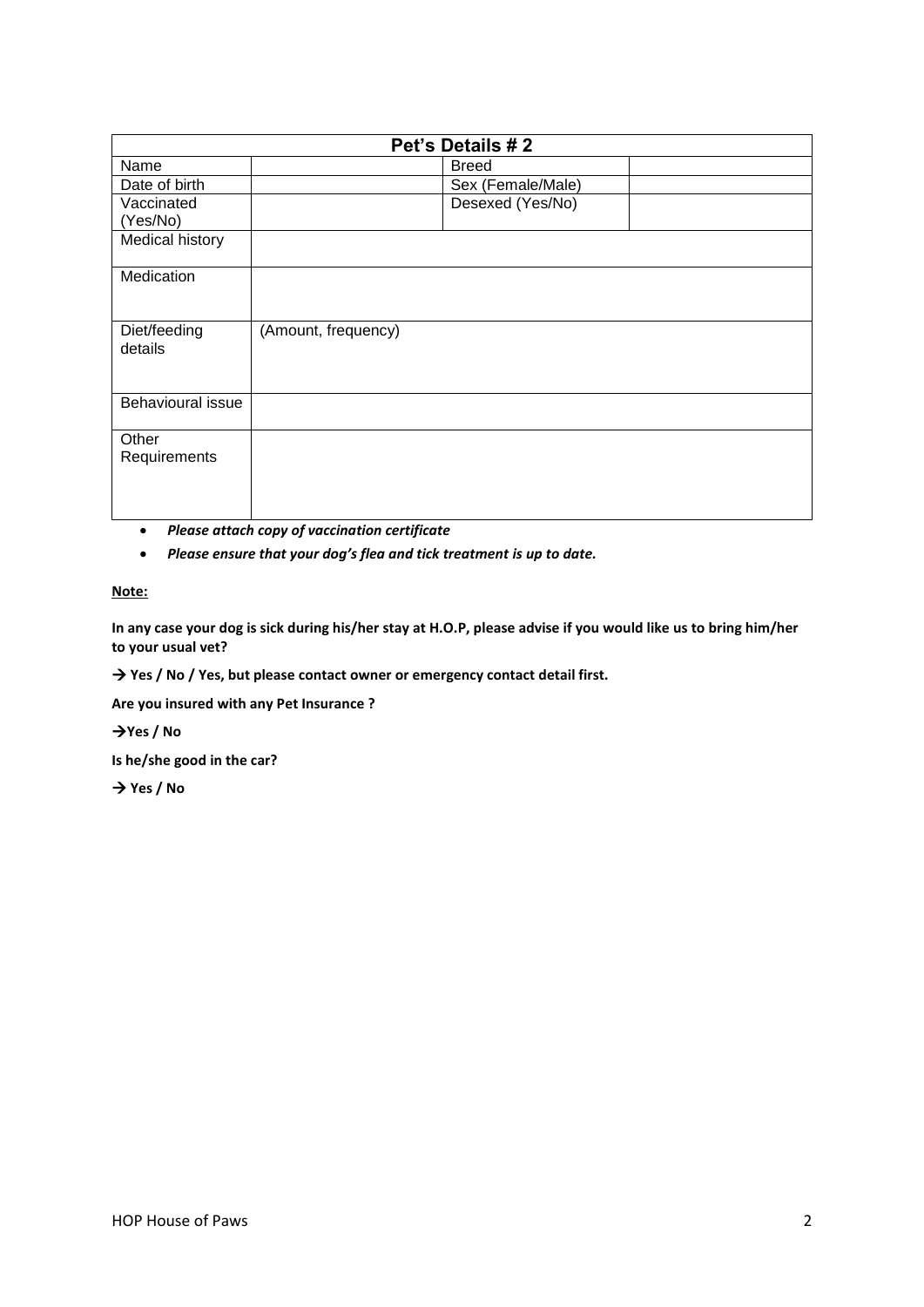| Pet's Details # 2 | | | |
|---|---|---|---|
| Name | | Breed | |
| Date of birth | | Sex (Female/Male) | |
| Vaccinated (Yes/No) | | Desexed (Yes/No) | |
| Medical history | | | |
| Medication | | | |
| Diet/feeding details | (Amount, frequency) | | |
| Behavioural issue | | | |
| Other Requirements | | | |

- ***Please attach copy of vaccination certificate***
- ***Please ensure that your dog's flea and tick treatment is up to date.***

**Note:**

**In any case your dog is sick during his/her stay at H.O.P, please advise if you would like us to bring him/her to your usual vet?**

**→ Yes / No / Yes, but please contact owner or emergency contact detail first.**

**Are you insured with any Pet Insurance ?**

**→Yes / No**

**Is he/she good in the car?**

**→ Yes / No**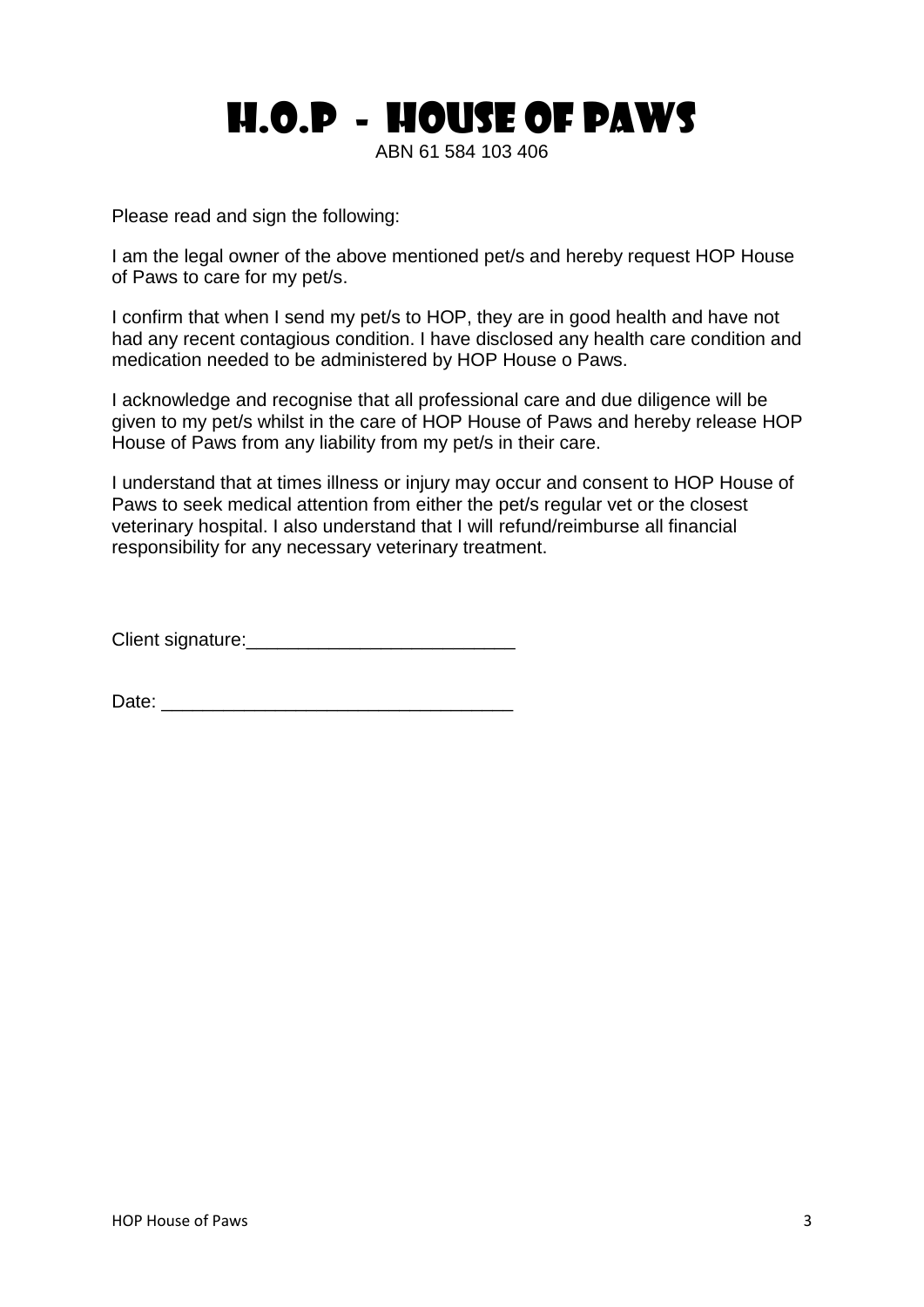# H.O.P - HOUSE OF PAWS

ABN 61 584 103 406

Please read and sign the following:

I am the legal owner of the above mentioned pet/s and hereby request HOP House of Paws to care for my pet/s.

I confirm that when I send my pet/s to HOP, they are in good health and have not had any recent contagious condition. I have disclosed any health care condition and medication needed to be administered by HOP House o Paws.

I acknowledge and recognise that all professional care and due diligence will be given to my pet/s whilst in the care of HOP House of Paws and hereby release HOP House of Paws from any liability from my pet/s in their care.

I understand that at times illness or injury may occur and consent to HOP House of Paws to seek medical attention from either the pet/s regular vet or the closest veterinary hospital. I also understand that I will refund/reimburse all financial responsibility for any necessary veterinary treatment.

Client signature:_________________________

Date: _________________________________